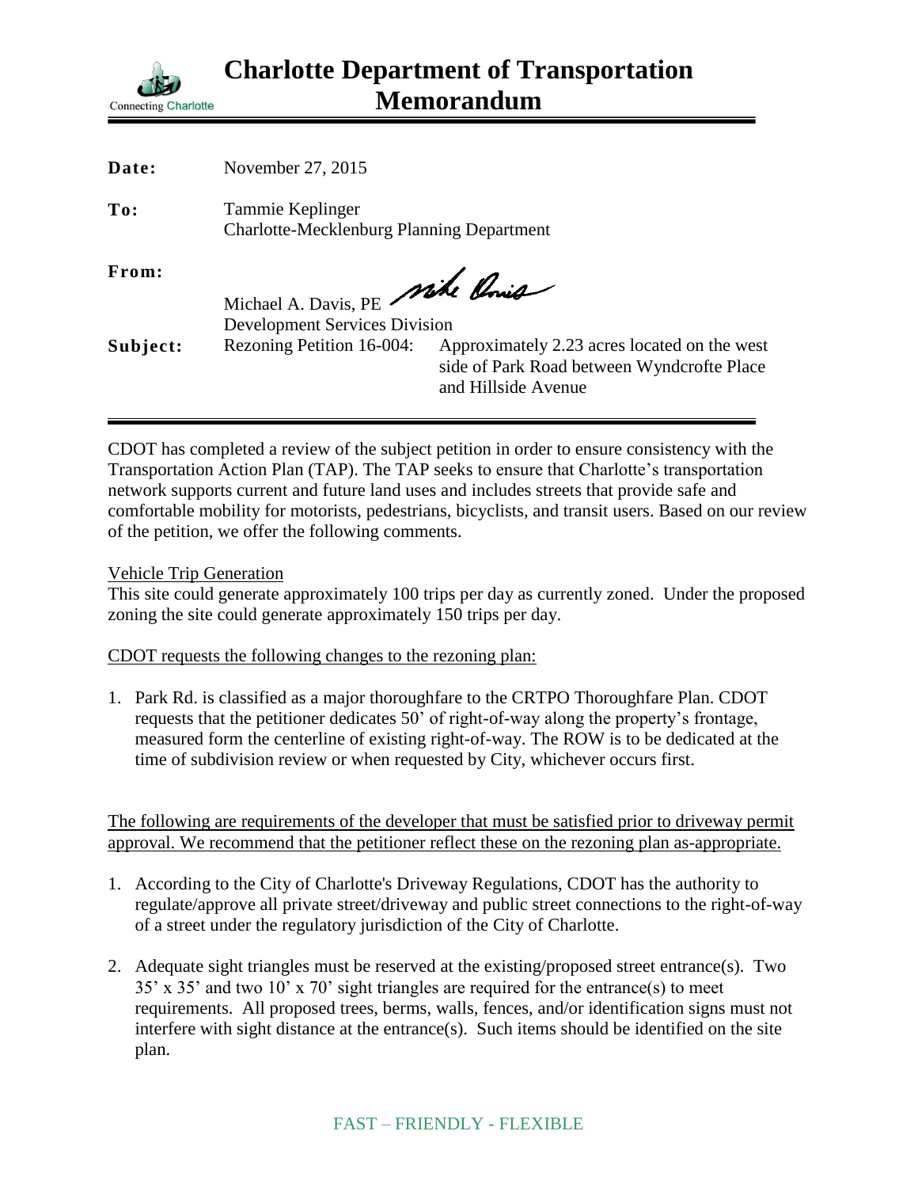# Charlotte Department of Transportation Memorandum

Connecting Charlotte

**Date:** November 27, 2015

**To:** Tammie Keplinger
Charlotte-Mecklenburg Planning Department

**From:** Michael A. Davis, PE
Development Services Division

**Subject:** Rezoning Petition 16-004: Approximately 2.23 acres located on the west side of Park Road between Wyndcrofte Place and Hillside Avenue

---

CDOT has completed a review of the subject petition in order to ensure consistency with the Transportation Action Plan (TAP). The TAP seeks to ensure that Charlotte's transportation network supports current and future land uses and includes streets that provide safe and comfortable mobility for motorists, pedestrians, bicyclists, and transit users. Based on our review of the petition, we offer the following comments.

Vehicle Trip Generation

This site could generate approximately 100 trips per day as currently zoned. Under the proposed zoning the site could generate approximately 150 trips per day.

CDOT requests the following changes to the rezoning plan:

1. Park Rd. is classified as a major thoroughfare to the CRTPO Thoroughfare Plan. CDOT requests that the petitioner dedicates 50' of right-of-way along the property's frontage, measured form the centerline of existing right-of-way. The ROW is to be dedicated at the time of subdivision review or when requested by City, whichever occurs first.

The following are requirements of the developer that must be satisfied prior to driveway permit approval. We recommend that the petitioner reflect these on the rezoning plan as-appropriate.

1. According to the City of Charlotte's Driveway Regulations, CDOT has the authority to regulate/approve all private street/driveway and public street connections to the right-of-way of a street under the regulatory jurisdiction of the City of Charlotte.
2. Adequate sight triangles must be reserved at the existing/proposed street entrance(s). Two 35' x 35' and two 10' x 70' sight triangles are required for the entrance(s) to meet requirements. All proposed trees, berms, walls, fences, and/or identification signs must not interfere with sight distance at the entrance(s). Such items should be identified on the site plan.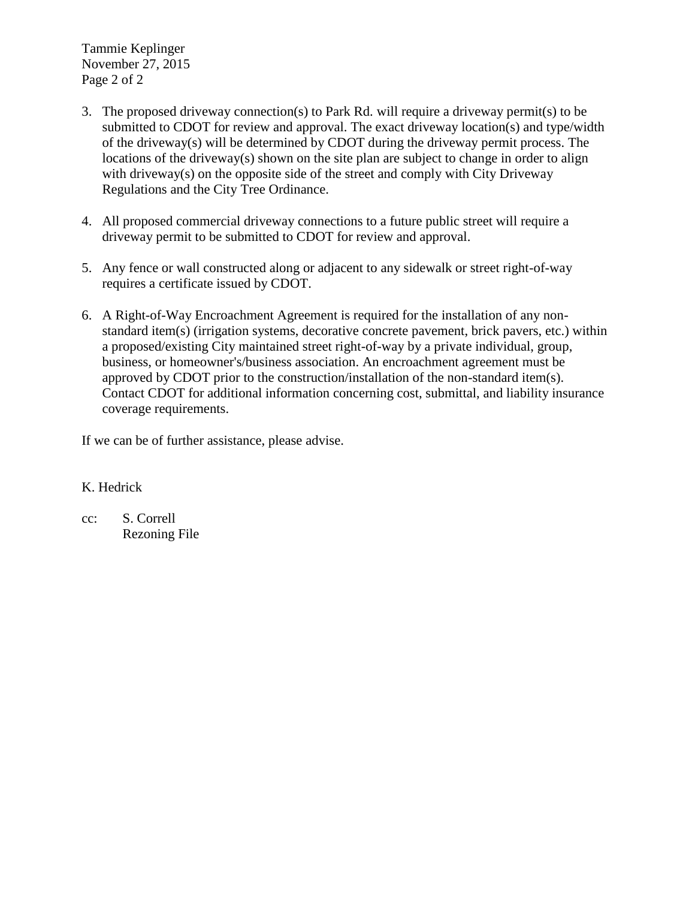3. The proposed driveway connection(s) to Park Rd. will require a driveway permit(s) to be submitted to CDOT for review and approval. The exact driveway location(s) and type/width of the driveway(s) will be determined by CDOT during the driveway permit process. The locations of the driveway(s) shown on the site plan are subject to change in order to align with driveway(s) on the opposite side of the street and comply with City Driveway Regulations and the City Tree Ordinance.

4. All proposed commercial driveway connections to a future public street will require a driveway permit to be submitted to CDOT for review and approval.

5. Any fence or wall constructed along or adjacent to any sidewalk or street right-of-way requires a certificate issued by CDOT.

6. A Right-of-Way Encroachment Agreement is required for the installation of any non-standard item(s) (irrigation systems, decorative concrete pavement, brick pavers, etc.) within a proposed/existing City maintained street right-of-way by a private individual, group, business, or homeowner's/business association. An encroachment agreement must be approved by CDOT prior to the construction/installation of the non-standard item(s). Contact CDOT for additional information concerning cost, submittal, and liability insurance coverage requirements.

If we can be of further assistance, please advise.

K. Hedrick

cc: S. Correll
Rezoning File